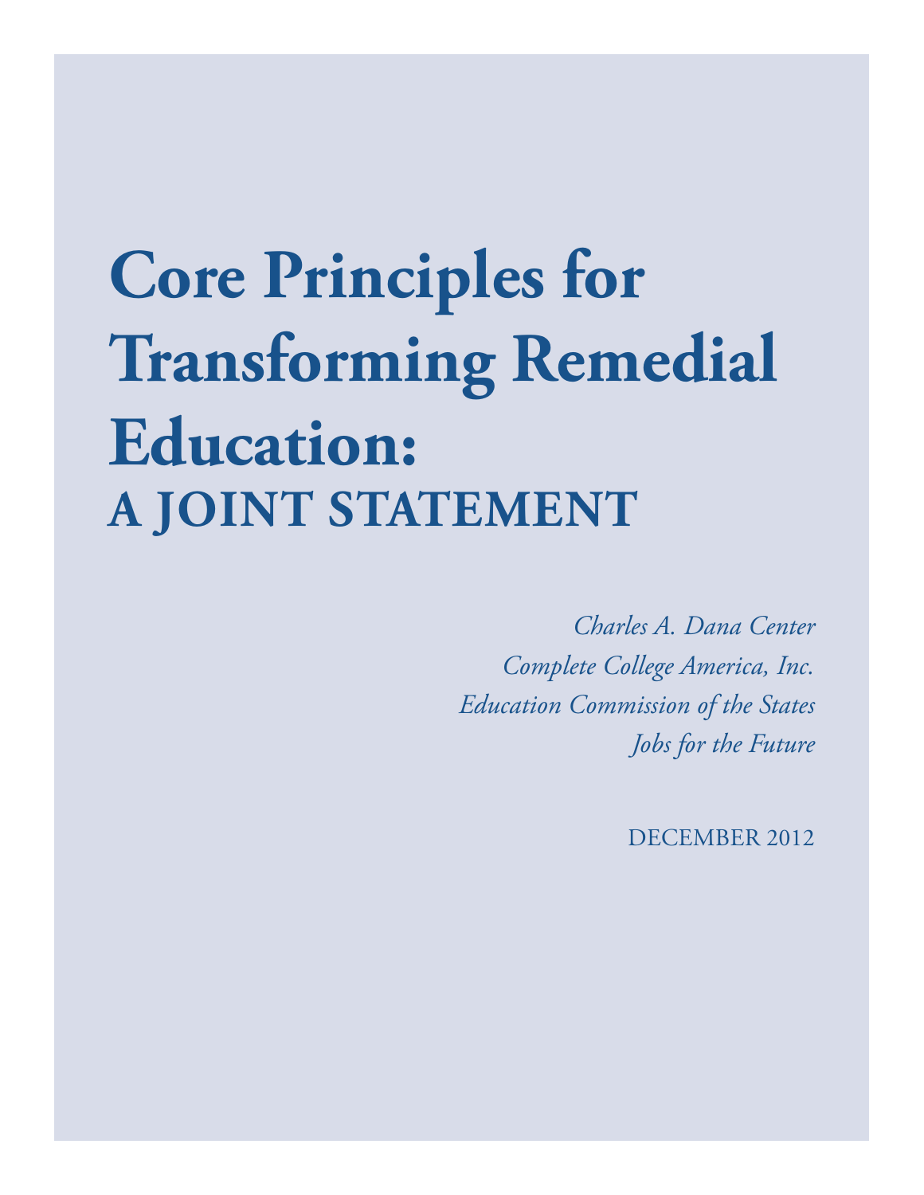# Core Principles for Transforming Remedial Education:

## A JOINT STATEMENT

*Charles A. Dana Center*

*Complete College America, Inc.*

*Education Commission of the States*

*Jobs for the Future*

DECEMBER 2012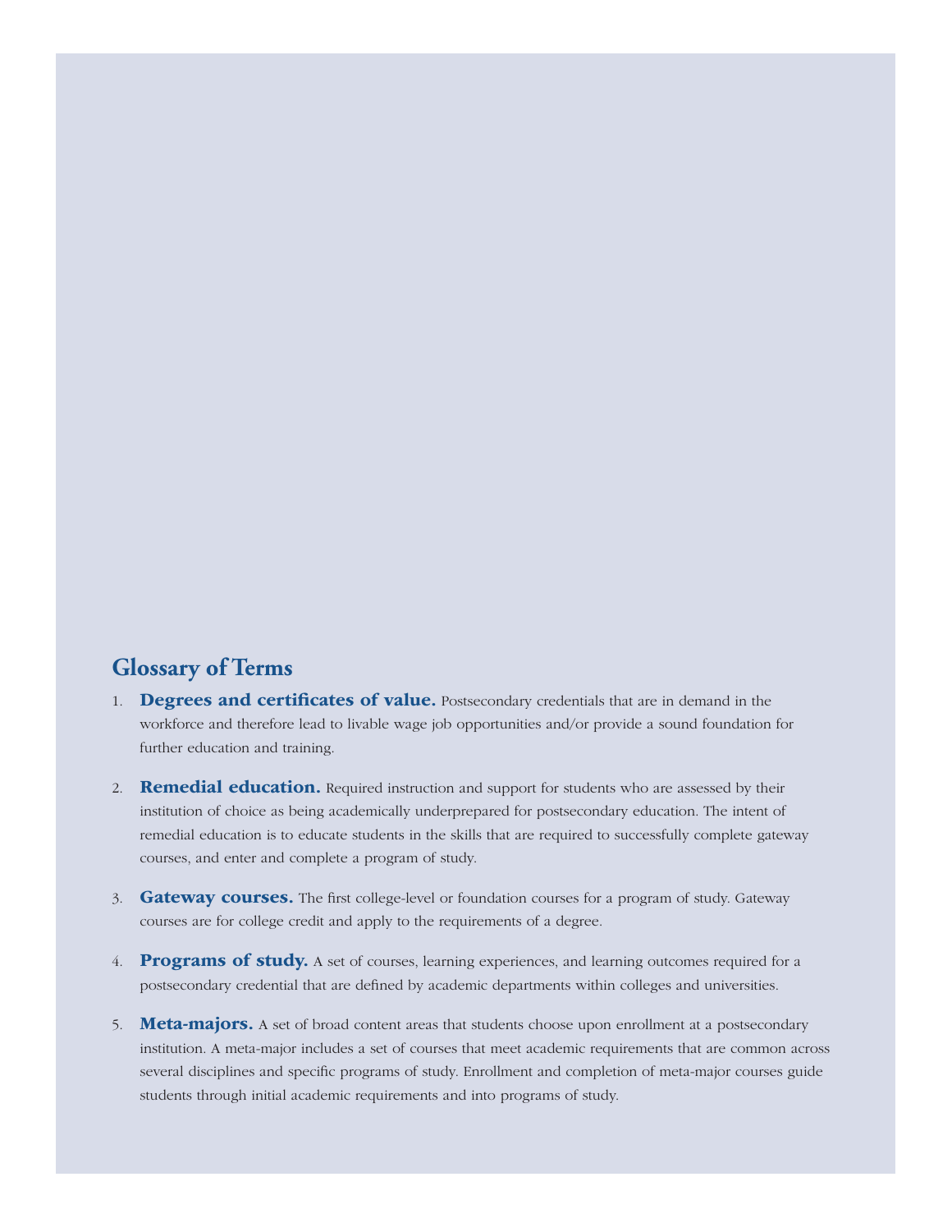## Glossary of Terms

1. **Degrees and certificates of value.** Postsecondary credentials that are in demand in the workforce and therefore lead to livable wage job opportunities and/or provide a sound foundation for further education and training.

2. **Remedial education.** Required instruction and support for students who are assessed by their institution of choice as being academically underprepared for postsecondary education. The intent of remedial education is to educate students in the skills that are required to successfully complete gateway courses, and enter and complete a program of study.

3. **Gateway courses.** The first college-level or foundation courses for a program of study. Gateway courses are for college credit and apply to the requirements of a degree.

4. **Programs of study.** A set of courses, learning experiences, and learning outcomes required for a postsecondary credential that are defined by academic departments within colleges and universities.

5. **Meta-majors.** A set of broad content areas that students choose upon enrollment at a postsecondary institution. A meta-major includes a set of courses that meet academic requirements that are common across several disciplines and specific programs of study. Enrollment and completion of meta-major courses guide students through initial academic requirements and into programs of study.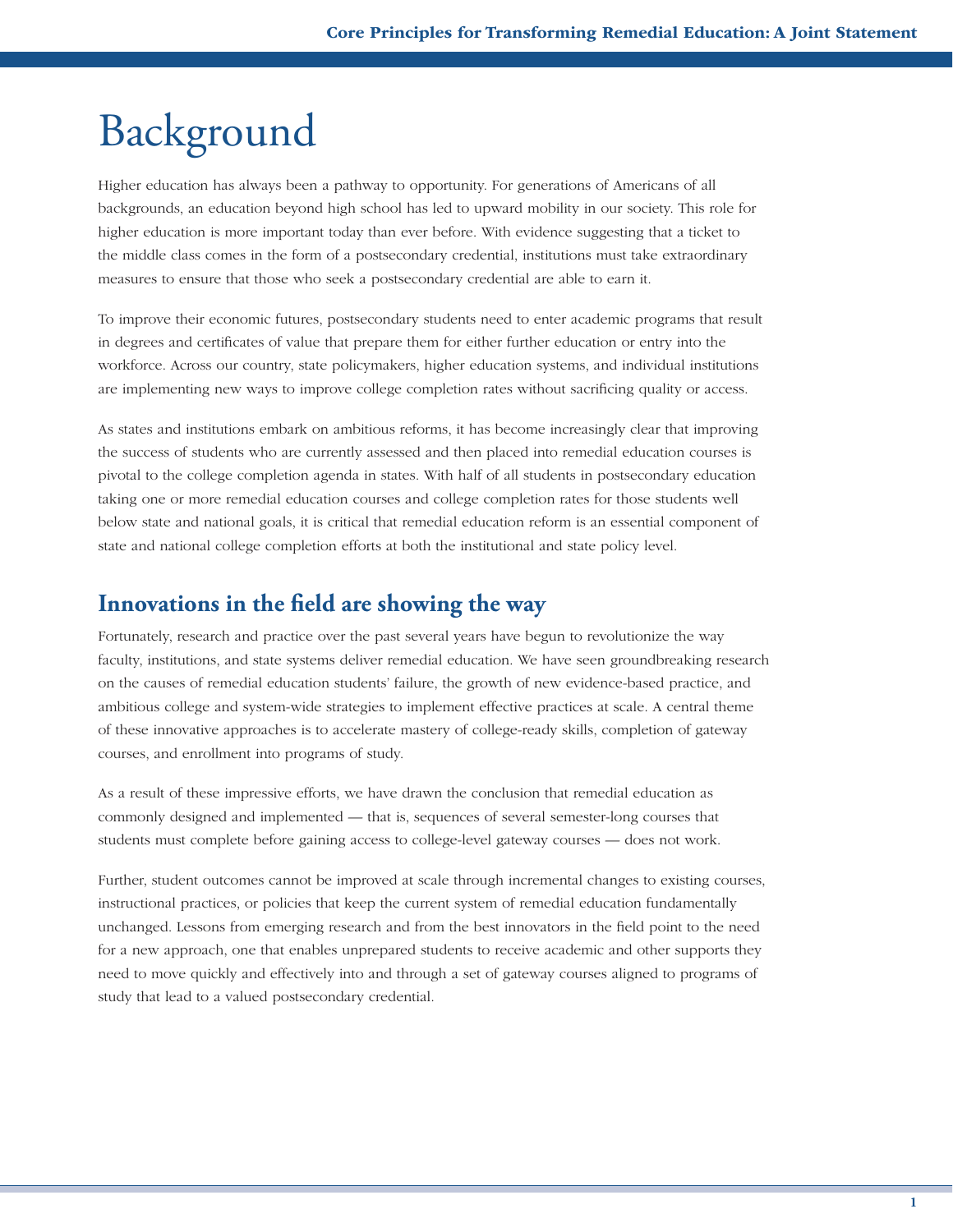# Background

Higher education has always been a pathway to opportunity. For generations of Americans of all backgrounds, an education beyond high school has led to upward mobility in our society. This role for higher education is more important today than ever before. With evidence suggesting that a ticket to the middle class comes in the form of a postsecondary credential, institutions must take extraordinary measures to ensure that those who seek a postsecondary credential are able to earn it.

To improve their economic futures, postsecondary students need to enter academic programs that result in degrees and certificates of value that prepare them for either further education or entry into the workforce. Across our country, state policymakers, higher education systems, and individual institutions are implementing new ways to improve college completion rates without sacrificing quality or access.

As states and institutions embark on ambitious reforms, it has become increasingly clear that improving the success of students who are currently assessed and then placed into remedial education courses is pivotal to the college completion agenda in states. With half of all students in postsecondary education taking one or more remedial education courses and college completion rates for those students well below state and national goals, it is critical that remedial education reform is an essential component of state and national college completion efforts at both the institutional and state policy level.

## Innovations in the field are showing the way

Fortunately, research and practice over the past several years have begun to revolutionize the way faculty, institutions, and state systems deliver remedial education. We have seen groundbreaking research on the causes of remedial education students' failure, the growth of new evidence-based practice, and ambitious college and system-wide strategies to implement effective practices at scale. A central theme of these innovative approaches is to accelerate mastery of college-ready skills, completion of gateway courses, and enrollment into programs of study.

As a result of these impressive efforts, we have drawn the conclusion that remedial education as commonly designed and implemented — that is, sequences of several semester-long courses that students must complete before gaining access to college-level gateway courses — does not work.

Further, student outcomes cannot be improved at scale through incremental changes to existing courses, instructional practices, or policies that keep the current system of remedial education fundamentally unchanged. Lessons from emerging research and from the best innovators in the field point to the need for a new approach, one that enables unprepared students to receive academic and other supports they need to move quickly and effectively into and through a set of gateway courses aligned to programs of study that lead to a valued postsecondary credential.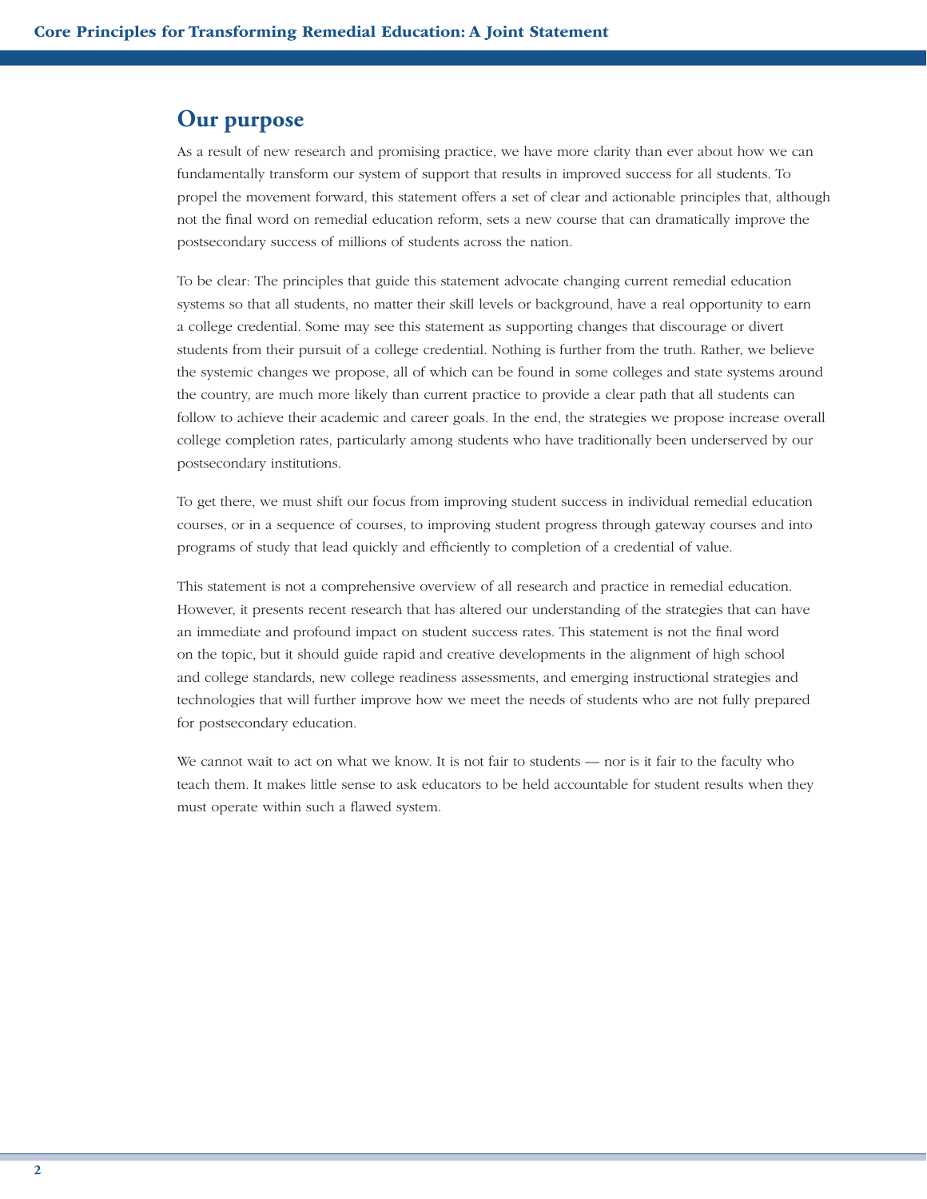## Our purpose

As a result of new research and promising practice, we have more clarity than ever about how we can fundamentally transform our system of support that results in improved success for all students. To propel the movement forward, this statement offers a set of clear and actionable principles that, although not the final word on remedial education reform, sets a new course that can dramatically improve the postsecondary success of millions of students across the nation.

To be clear: The principles that guide this statement advocate changing current remedial education systems so that all students, no matter their skill levels or background, have a real opportunity to earn a college credential. Some may see this statement as supporting changes that discourage or divert students from their pursuit of a college credential. Nothing is further from the truth. Rather, we believe the systemic changes we propose, all of which can be found in some colleges and state systems around the country, are much more likely than current practice to provide a clear path that all students can follow to achieve their academic and career goals. In the end, the strategies we propose increase overall college completion rates, particularly among students who have traditionally been underserved by our postsecondary institutions.

To get there, we must shift our focus from improving student success in individual remedial education courses, or in a sequence of courses, to improving student progress through gateway courses and into programs of study that lead quickly and efficiently to completion of a credential of value.

This statement is not a comprehensive overview of all research and practice in remedial education. However, it presents recent research that has altered our understanding of the strategies that can have an immediate and profound impact on student success rates. This statement is not the final word on the topic, but it should guide rapid and creative developments in the alignment of high school and college standards, new college readiness assessments, and emerging instructional strategies and technologies that will further improve how we meet the needs of students who are not fully prepared for postsecondary education.

We cannot wait to act on what we know. It is not fair to students — nor is it fair to the faculty who teach them. It makes little sense to ask educators to be held accountable for student results when they must operate within such a flawed system.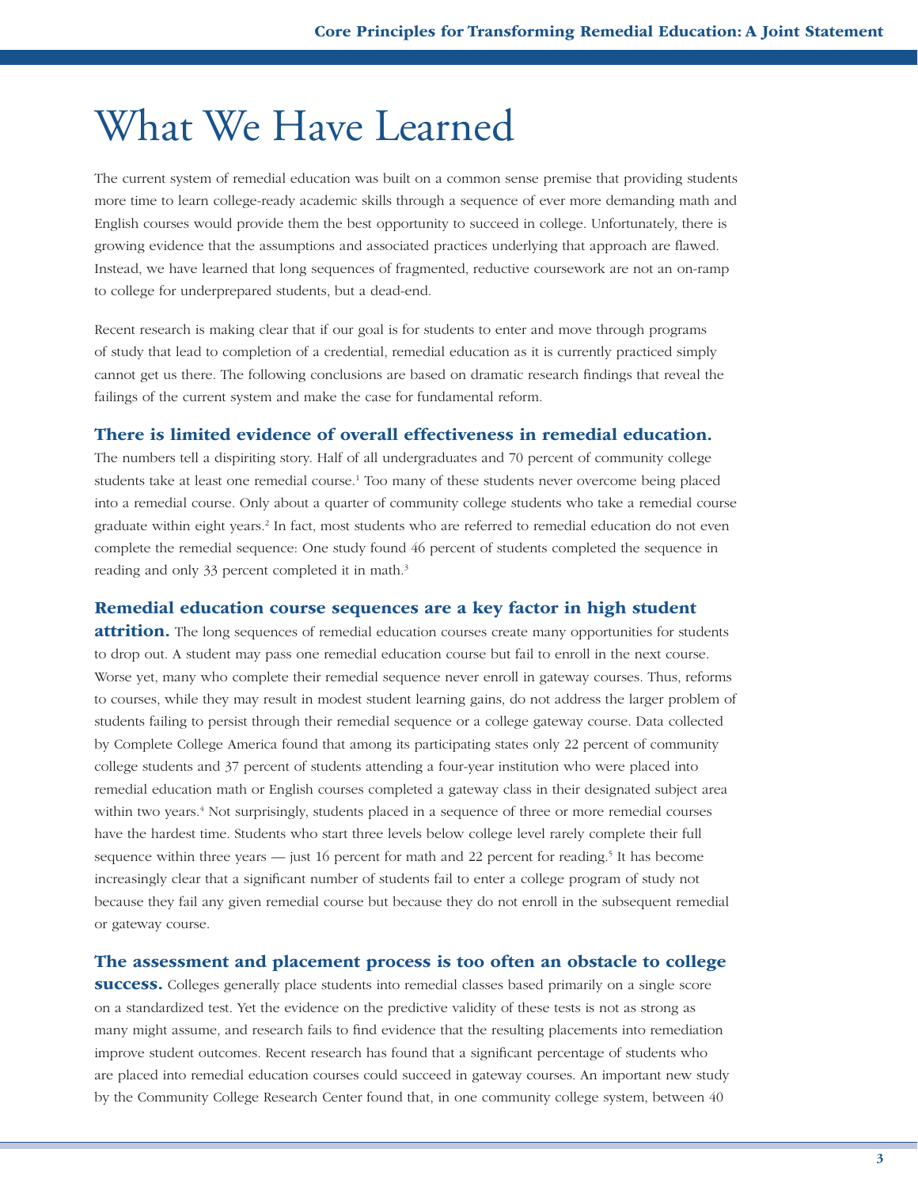# What We Have Learned

The current system of remedial education was built on a common sense premise that providing students more time to learn college-ready academic skills through a sequence of ever more demanding math and English courses would provide them the best opportunity to succeed in college. Unfortunately, there is growing evidence that the assumptions and associated practices underlying that approach are flawed. Instead, we have learned that long sequences of fragmented, reductive coursework are not an on-ramp to college for underprepared students, but a dead-end.

Recent research is making clear that if our goal is for students to enter and move through programs of study that lead to completion of a credential, remedial education as it is currently practiced simply cannot get us there. The following conclusions are based on dramatic research findings that reveal the failings of the current system and make the case for fundamental reform.

### There is limited evidence of overall effectiveness in remedial education.

The numbers tell a dispiriting story. Half of all undergraduates and 70 percent of community college students take at least one remedial course.[1] Too many of these students never overcome being placed into a remedial course. Only about a quarter of community college students who take a remedial course graduate within eight years.[2] In fact, most students who are referred to remedial education do not even complete the remedial sequence: One study found 46 percent of students completed the sequence in reading and only 33 percent completed it in math.[3]

**Remedial education course sequences are a key factor in high student attrition.** The long sequences of remedial education courses create many opportunities for students to drop out. A student may pass one remedial education course but fail to enroll in the next course. Worse yet, many who complete their remedial sequence never enroll in gateway courses. Thus, reforms to courses, while they may result in modest student learning gains, do not address the larger problem of students failing to persist through their remedial sequence or a college gateway course. Data collected by Complete College America found that among its participating states only 22 percent of community college students and 37 percent of students attending a four-year institution who were placed into remedial education math or English courses completed a gateway class in their designated subject area within two years.[4] Not surprisingly, students placed in a sequence of three or more remedial courses have the hardest time. Students who start three levels below college level rarely complete their full sequence within three years — just 16 percent for math and 22 percent for reading.[5] It has become increasingly clear that a significant number of students fail to enter a college program of study not because they fail any given remedial course but because they do not enroll in the subsequent remedial or gateway course.

**The assessment and placement process is too often an obstacle to college success.** Colleges generally place students into remedial classes based primarily on a single score on a standardized test. Yet the evidence on the predictive validity of these tests is not as strong as many might assume, and research fails to find evidence that the resulting placements into remediation improve student outcomes. Recent research has found that a significant percentage of students who are placed into remedial education courses could succeed in gateway courses. An important new study by the Community College Research Center found that, in one community college system, between 40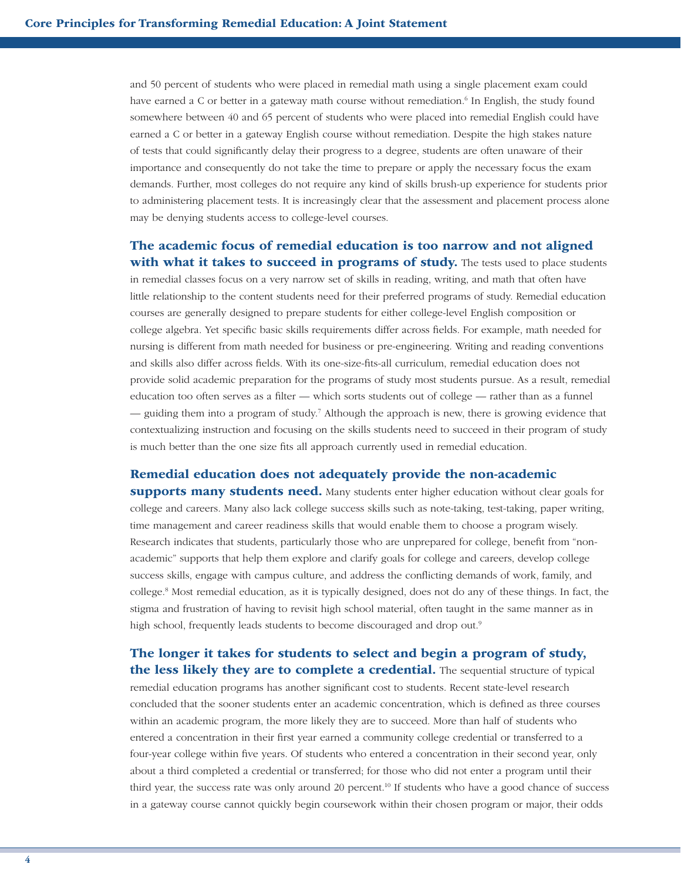and 50 percent of students who were placed in remedial math using a single placement exam could have earned a C or better in a gateway math course without remediation.[6] In English, the study found somewhere between 40 and 65 percent of students who were placed into remedial English could have earned a C or better in a gateway English course without remediation. Despite the high stakes nature of tests that could significantly delay their progress to a degree, students are often unaware of their importance and consequently do not take the time to prepare or apply the necessary focus the exam demands. Further, most colleges do not require any kind of skills brush-up experience for students prior to administering placement tests. It is increasingly clear that the assessment and placement process alone may be denying students access to college-level courses.

**The academic focus of remedial education is too narrow and not aligned with what it takes to succeed in programs of study.** The tests used to place students in remedial classes focus on a very narrow set of skills in reading, writing, and math that often have little relationship to the content students need for their preferred programs of study. Remedial education courses are generally designed to prepare students for either college-level English composition or college algebra. Yet specific basic skills requirements differ across fields. For example, math needed for nursing is different from math needed for business or pre-engineering. Writing and reading conventions and skills also differ across fields. With its one-size-fits-all curriculum, remedial education does not provide solid academic preparation for the programs of study most students pursue. As a result, remedial education too often serves as a filter — which sorts students out of college — rather than as a funnel — guiding them into a program of study.[7] Although the approach is new, there is growing evidence that contextualizing instruction and focusing on the skills students need to succeed in their program of study is much better than the one size fits all approach currently used in remedial education.

**Remedial education does not adequately provide the non-academic supports many students need.** Many students enter higher education without clear goals for college and careers. Many also lack college success skills such as note-taking, test-taking, paper writing, time management and career readiness skills that would enable them to choose a program wisely. Research indicates that students, particularly those who are unprepared for college, benefit from "non-academic" supports that help them explore and clarify goals for college and careers, develop college success skills, engage with campus culture, and address the conflicting demands of work, family, and college.[8] Most remedial education, as it is typically designed, does not do any of these things. In fact, the stigma and frustration of having to revisit high school material, often taught in the same manner as in high school, frequently leads students to become discouraged and drop out.[9]

**The longer it takes for students to select and begin a program of study, the less likely they are to complete a credential.** The sequential structure of typical remedial education programs has another significant cost to students. Recent state-level research concluded that the sooner students enter an academic concentration, which is defined as three courses within an academic program, the more likely they are to succeed. More than half of students who entered a concentration in their first year earned a community college credential or transferred to a four-year college within five years. Of students who entered a concentration in their second year, only about a third completed a credential or transferred; for those who did not enter a program until their third year, the success rate was only around 20 percent.[10] If students who have a good chance of success in a gateway course cannot quickly begin coursework within their chosen program or major, their odds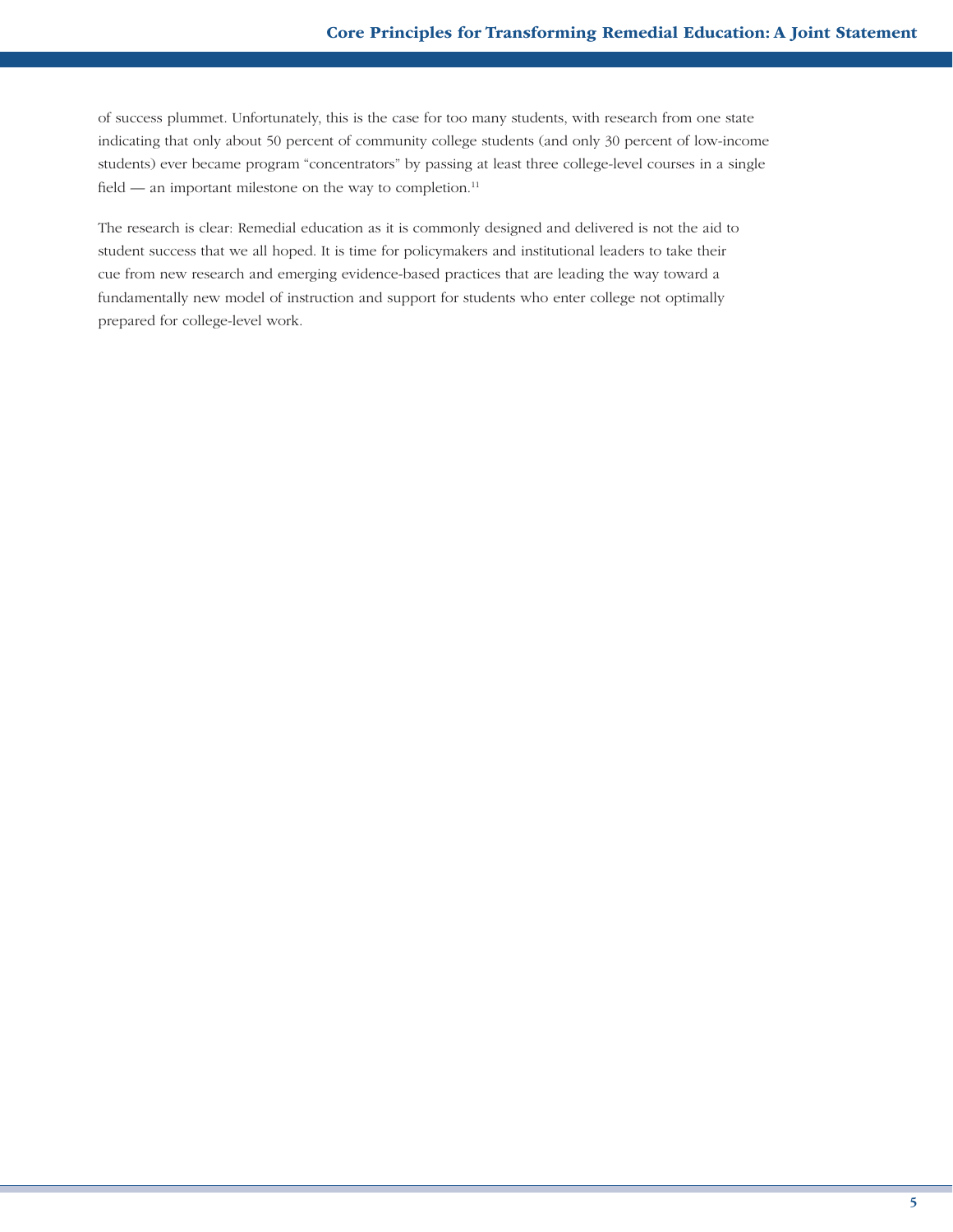of success plummet. Unfortunately, this is the case for too many students, with research from one state indicating that only about 50 percent of community college students (and only 30 percent of low-income students) ever became program "concentrators" by passing at least three college-level courses in a single field — an important milestone on the way to completion.[11]

The research is clear: Remedial education as it is commonly designed and delivered is not the aid to student success that we all hoped. It is time for policymakers and institutional leaders to take their cue from new research and emerging evidence-based practices that are leading the way toward a fundamentally new model of instruction and support for students who enter college not optimally prepared for college-level work.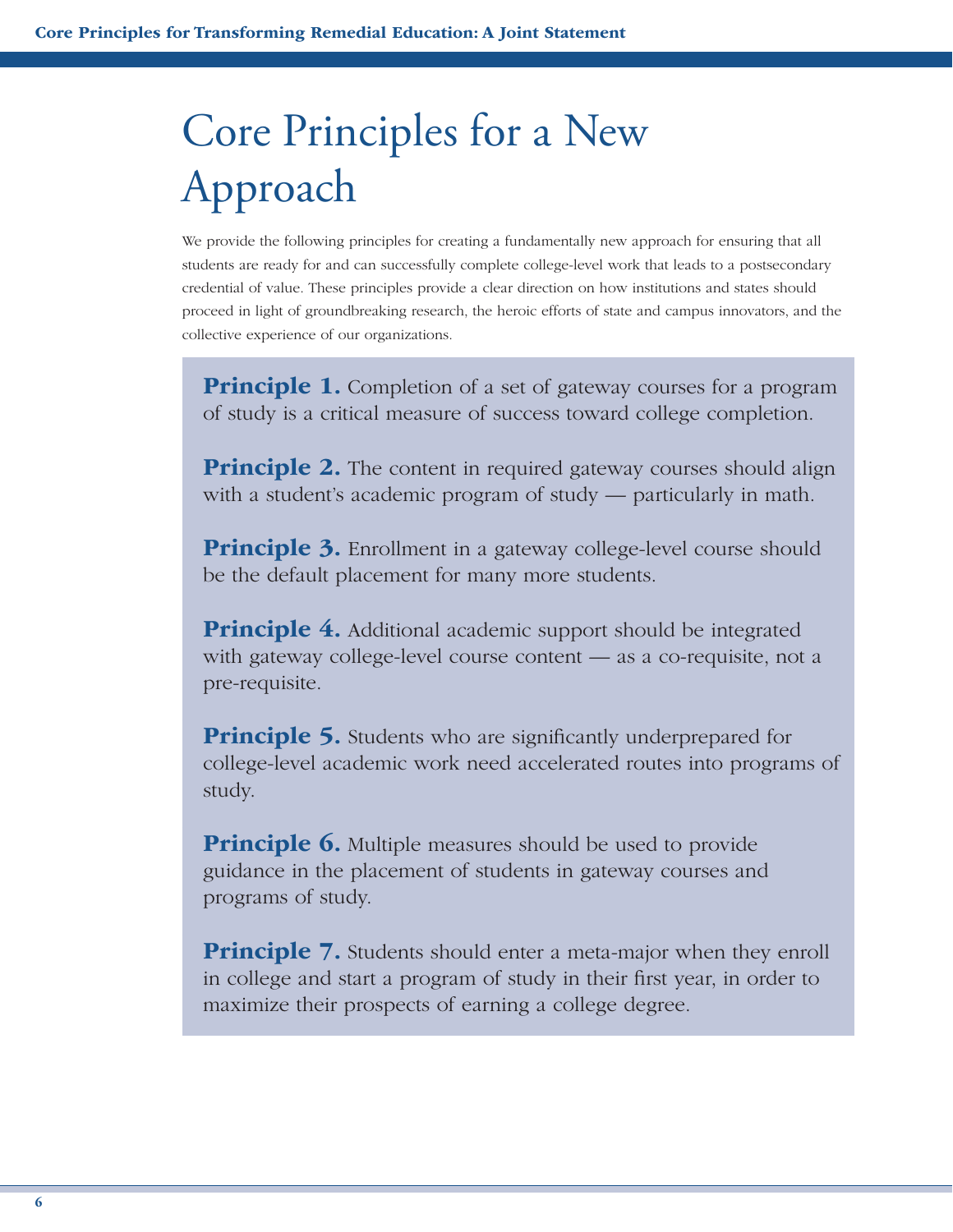# Core Principles for a New Approach

We provide the following principles for creating a fundamentally new approach for ensuring that all students are ready for and can successfully complete college-level work that leads to a postsecondary credential of value. These principles provide a clear direction on how institutions and states should proceed in light of groundbreaking research, the heroic efforts of state and campus innovators, and the collective experience of our organizations.

**Principle 1.** Completion of a set of gateway courses for a program of study is a critical measure of success toward college completion.

**Principle 2.** The content in required gateway courses should align with a student's academic program of study — particularly in math.

**Principle 3.** Enrollment in a gateway college-level course should be the default placement for many more students.

**Principle 4.** Additional academic support should be integrated with gateway college-level course content — as a co-requisite, not a pre-requisite.

**Principle 5.** Students who are significantly underprepared for college-level academic work need accelerated routes into programs of study.

**Principle 6.** Multiple measures should be used to provide guidance in the placement of students in gateway courses and programs of study.

**Principle 7.** Students should enter a meta-major when they enroll in college and start a program of study in their first year, in order to maximize their prospects of earning a college degree.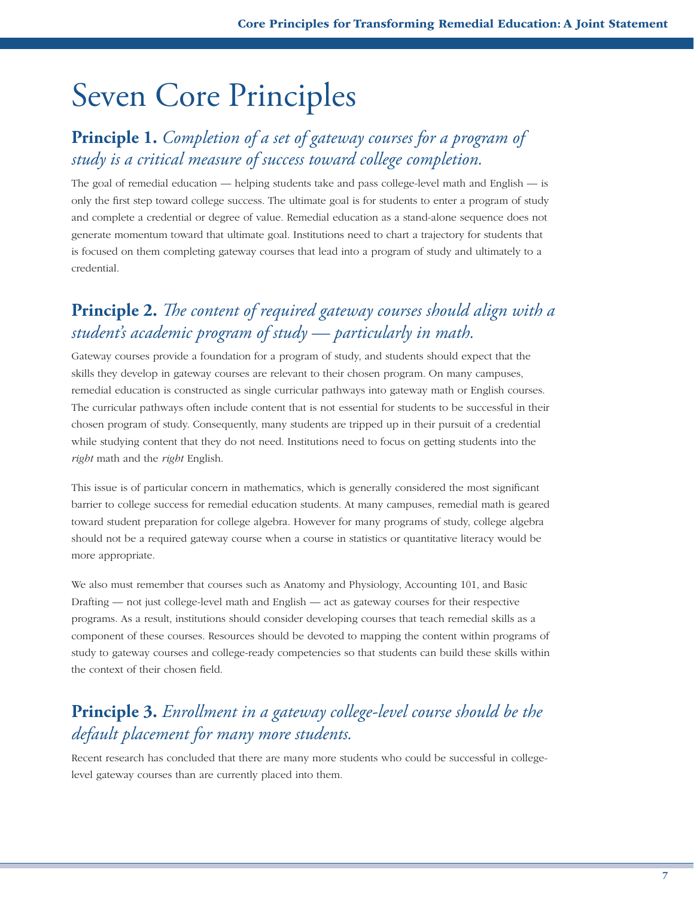# Seven Core Principles

## **Principle 1.** *Completion of a set of gateway courses for a program of study is a critical measure of success toward college completion.*

The goal of remedial education — helping students take and pass college-level math and English — is only the first step toward college success. The ultimate goal is for students to enter a program of study and complete a credential or degree of value. Remedial education as a stand-alone sequence does not generate momentum toward that ultimate goal. Institutions need to chart a trajectory for students that is focused on them completing gateway courses that lead into a program of study and ultimately to a credential.

## **Principle 2.** *The content of required gateway courses should align with a student's academic program of study — particularly in math.*

Gateway courses provide a foundation for a program of study, and students should expect that the skills they develop in gateway courses are relevant to their chosen program. On many campuses, remedial education is constructed as single curricular pathways into gateway math or English courses. The curricular pathways often include content that is not essential for students to be successful in their chosen program of study. Consequently, many students are tripped up in their pursuit of a credential while studying content that they do not need. Institutions need to focus on getting students into the *right* math and the *right* English.

This issue is of particular concern in mathematics, which is generally considered the most significant barrier to college success for remedial education students. At many campuses, remedial math is geared toward student preparation for college algebra. However for many programs of study, college algebra should not be a required gateway course when a course in statistics or quantitative literacy would be more appropriate.

We also must remember that courses such as Anatomy and Physiology, Accounting 101, and Basic Drafting — not just college-level math and English — act as gateway courses for their respective programs. As a result, institutions should consider developing courses that teach remedial skills as a component of these courses. Resources should be devoted to mapping the content within programs of study to gateway courses and college-ready competencies so that students can build these skills within the context of their chosen field.

## **Principle 3.** *Enrollment in a gateway college-level course should be the default placement for many more students.*

Recent research has concluded that there are many more students who could be successful in college-level gateway courses than are currently placed into them.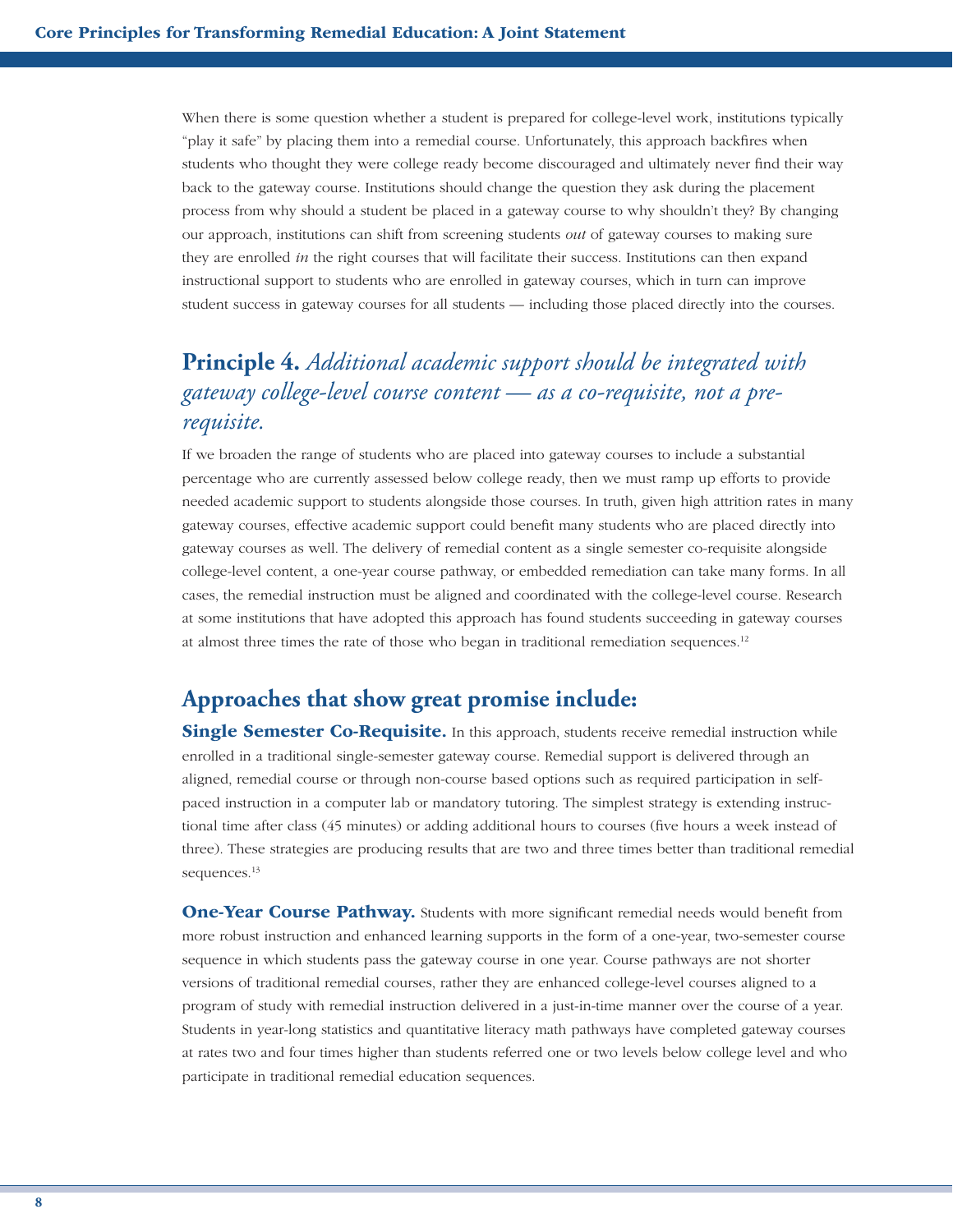When there is some question whether a student is prepared for college-level work, institutions typically "play it safe" by placing them into a remedial course. Unfortunately, this approach backfires when students who thought they were college ready become discouraged and ultimately never find their way back to the gateway course. Institutions should change the question they ask during the placement process from why should a student be placed in a gateway course to why shouldn't they? By changing our approach, institutions can shift from screening students *out* of gateway courses to making sure they are enrolled *in* the right courses that will facilitate their success. Institutions can then expand instructional support to students who are enrolled in gateway courses, which in turn can improve student success in gateway courses for all students — including those placed directly into the courses.

## **Principle 4.** *Additional academic support should be integrated with gateway college-level course content — as a co-requisite, not a pre-requisite.*

If we broaden the range of students who are placed into gateway courses to include a substantial percentage who are currently assessed below college ready, then we must ramp up efforts to provide needed academic support to students alongside those courses. In truth, given high attrition rates in many gateway courses, effective academic support could benefit many students who are placed directly into gateway courses as well. The delivery of remedial content as a single semester co-requisite alongside college-level content, a one-year course pathway, or embedded remediation can take many forms. In all cases, the remedial instruction must be aligned and coordinated with the college-level course. Research at some institutions that have adopted this approach has found students succeeding in gateway courses at almost three times the rate of those who began in traditional remediation sequences.[12]

## Approaches that show great promise include:

**Single Semester Co-Requisite.** In this approach, students receive remedial instruction while enrolled in a traditional single-semester gateway course. Remedial support is delivered through an aligned, remedial course or through non-course based options such as required participation in self-paced instruction in a computer lab or mandatory tutoring. The simplest strategy is extending instructional time after class (45 minutes) or adding additional hours to courses (five hours a week instead of three). These strategies are producing results that are two and three times better than traditional remedial sequences.[13]

**One-Year Course Pathway.** Students with more significant remedial needs would benefit from more robust instruction and enhanced learning supports in the form of a one-year, two-semester course sequence in which students pass the gateway course in one year. Course pathways are not shorter versions of traditional remedial courses, rather they are enhanced college-level courses aligned to a program of study with remedial instruction delivered in a just-in-time manner over the course of a year. Students in year-long statistics and quantitative literacy math pathways have completed gateway courses at rates two and four times higher than students referred one or two levels below college level and who participate in traditional remedial education sequences.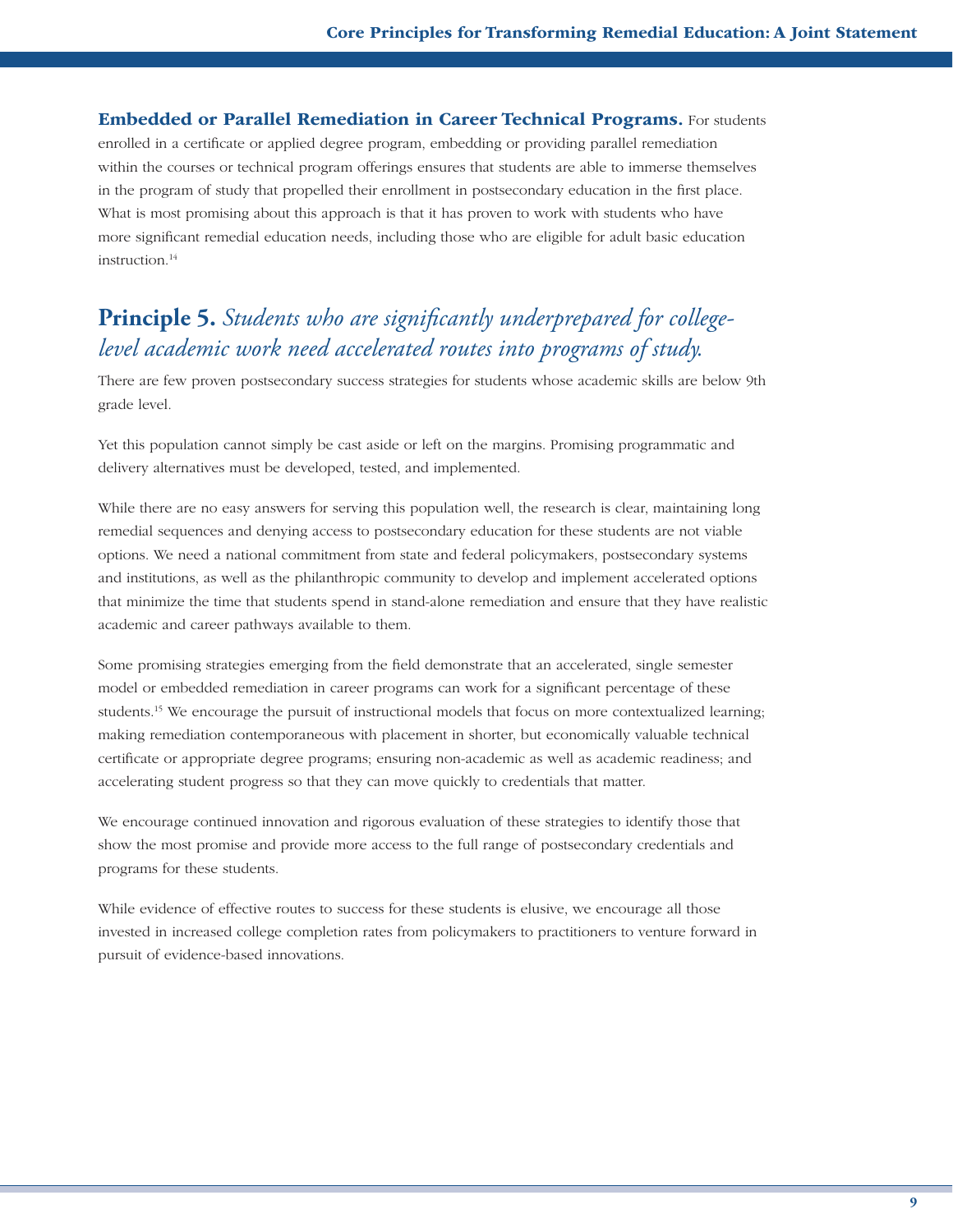**Embedded or Parallel Remediation in Career Technical Programs.** For students enrolled in a certificate or applied degree program, embedding or providing parallel remediation within the courses or technical program offerings ensures that students are able to immerse themselves in the program of study that propelled their enrollment in postsecondary education in the first place. What is most promising about this approach is that it has proven to work with students who have more significant remedial education needs, including those who are eligible for adult basic education instruction.[14]

## Principle 5. *Students who are significantly underprepared for college-level academic work need accelerated routes into programs of study.*

There are few proven postsecondary success strategies for students whose academic skills are below 9th grade level.

Yet this population cannot simply be cast aside or left on the margins. Promising programmatic and delivery alternatives must be developed, tested, and implemented.

While there are no easy answers for serving this population well, the research is clear, maintaining long remedial sequences and denying access to postsecondary education for these students are not viable options. We need a national commitment from state and federal policymakers, postsecondary systems and institutions, as well as the philanthropic community to develop and implement accelerated options that minimize the time that students spend in stand-alone remediation and ensure that they have realistic academic and career pathways available to them.

Some promising strategies emerging from the field demonstrate that an accelerated, single semester model or embedded remediation in career programs can work for a significant percentage of these students.[15] We encourage the pursuit of instructional models that focus on more contextualized learning; making remediation contemporaneous with placement in shorter, but economically valuable technical certificate or appropriate degree programs; ensuring non-academic as well as academic readiness; and accelerating student progress so that they can move quickly to credentials that matter.

We encourage continued innovation and rigorous evaluation of these strategies to identify those that show the most promise and provide more access to the full range of postsecondary credentials and programs for these students.

While evidence of effective routes to success for these students is elusive, we encourage all those invested in increased college completion rates from policymakers to practitioners to venture forward in pursuit of evidence-based innovations.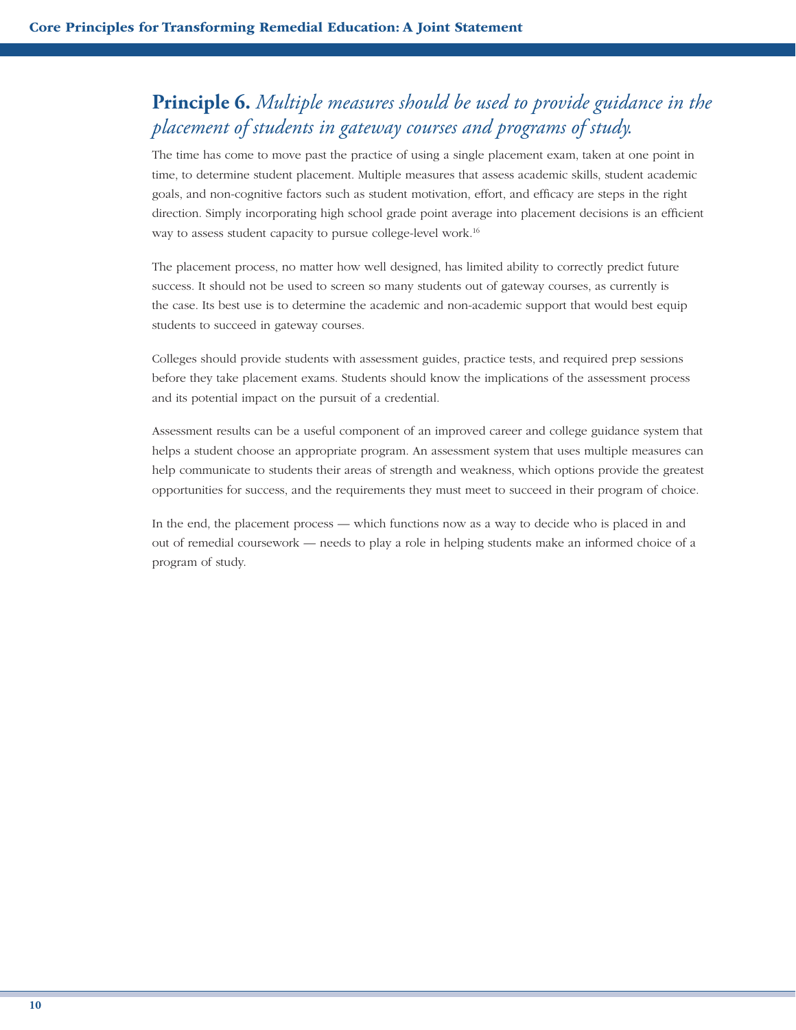## **Principle 6.** *Multiple measures should be used to provide guidance in the placement of students in gateway courses and programs of study.*

The time has come to move past the practice of using a single placement exam, taken at one point in time, to determine student placement. Multiple measures that assess academic skills, student academic goals, and non-cognitive factors such as student motivation, effort, and efficacy are steps in the right direction. Simply incorporating high school grade point average into placement decisions is an efficient way to assess student capacity to pursue college-level work.[16]

The placement process, no matter how well designed, has limited ability to correctly predict future success. It should not be used to screen so many students out of gateway courses, as currently is the case. Its best use is to determine the academic and non-academic support that would best equip students to succeed in gateway courses.

Colleges should provide students with assessment guides, practice tests, and required prep sessions before they take placement exams. Students should know the implications of the assessment process and its potential impact on the pursuit of a credential.

Assessment results can be a useful component of an improved career and college guidance system that helps a student choose an appropriate program. An assessment system that uses multiple measures can help communicate to students their areas of strength and weakness, which options provide the greatest opportunities for success, and the requirements they must meet to succeed in their program of choice.

In the end, the placement process — which functions now as a way to decide who is placed in and out of remedial coursework — needs to play a role in helping students make an informed choice of a program of study.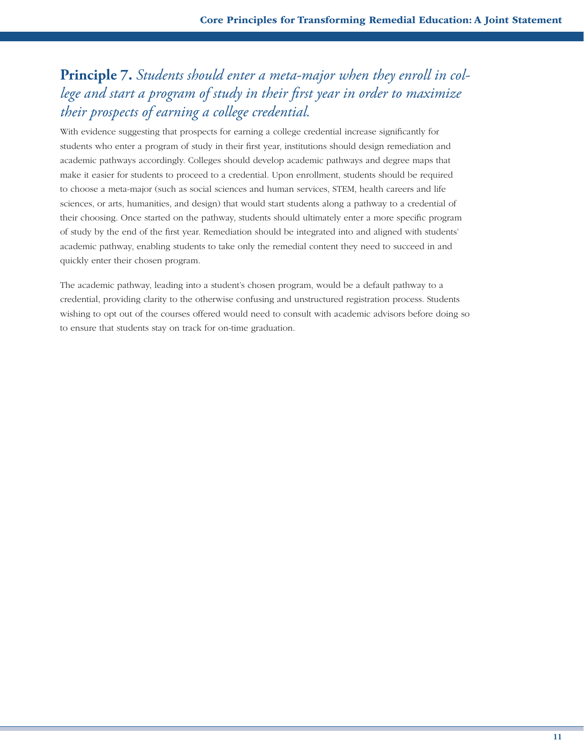## **Principle 7.** *Students should enter a meta-major when they enroll in college and start a program of study in their first year in order to maximize their prospects of earning a college credential.*

With evidence suggesting that prospects for earning a college credential increase significantly for students who enter a program of study in their first year, institutions should design remediation and academic pathways accordingly. Colleges should develop academic pathways and degree maps that make it easier for students to proceed to a credential. Upon enrollment, students should be required to choose a meta-major (such as social sciences and human services, STEM, health careers and life sciences, or arts, humanities, and design) that would start students along a pathway to a credential of their choosing. Once started on the pathway, students should ultimately enter a more specific program of study by the end of the first year. Remediation should be integrated into and aligned with students' academic pathway, enabling students to take only the remedial content they need to succeed in and quickly enter their chosen program.

The academic pathway, leading into a student's chosen program, would be a default pathway to a credential, providing clarity to the otherwise confusing and unstructured registration process. Students wishing to opt out of the courses offered would need to consult with academic advisors before doing so to ensure that students stay on track for on-time graduation.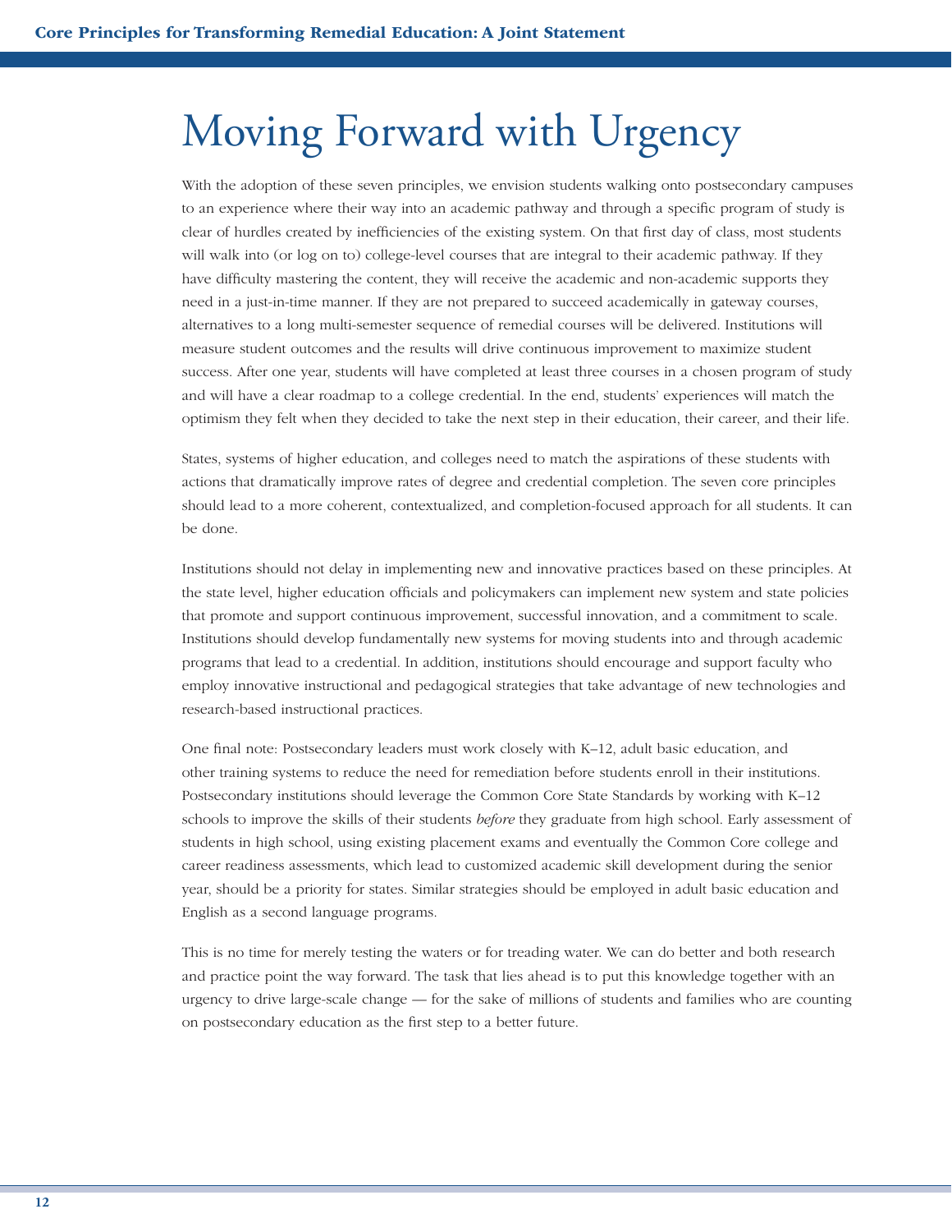# Moving Forward with Urgency

With the adoption of these seven principles, we envision students walking onto postsecondary campuses to an experience where their way into an academic pathway and through a specific program of study is clear of hurdles created by inefficiencies of the existing system. On that first day of class, most students will walk into (or log on to) college-level courses that are integral to their academic pathway. If they have difficulty mastering the content, they will receive the academic and non-academic supports they need in a just-in-time manner. If they are not prepared to succeed academically in gateway courses, alternatives to a long multi-semester sequence of remedial courses will be delivered. Institutions will measure student outcomes and the results will drive continuous improvement to maximize student success. After one year, students will have completed at least three courses in a chosen program of study and will have a clear roadmap to a college credential. In the end, students' experiences will match the optimism they felt when they decided to take the next step in their education, their career, and their life.

States, systems of higher education, and colleges need to match the aspirations of these students with actions that dramatically improve rates of degree and credential completion. The seven core principles should lead to a more coherent, contextualized, and completion-focused approach for all students. It can be done.

Institutions should not delay in implementing new and innovative practices based on these principles. At the state level, higher education officials and policymakers can implement new system and state policies that promote and support continuous improvement, successful innovation, and a commitment to scale. Institutions should develop fundamentally new systems for moving students into and through academic programs that lead to a credential. In addition, institutions should encourage and support faculty who employ innovative instructional and pedagogical strategies that take advantage of new technologies and research-based instructional practices.

One final note: Postsecondary leaders must work closely with K–12, adult basic education, and other training systems to reduce the need for remediation before students enroll in their institutions. Postsecondary institutions should leverage the Common Core State Standards by working with K–12 schools to improve the skills of their students *before* they graduate from high school. Early assessment of students in high school, using existing placement exams and eventually the Common Core college and career readiness assessments, which lead to customized academic skill development during the senior year, should be a priority for states. Similar strategies should be employed in adult basic education and English as a second language programs.

This is no time for merely testing the waters or for treading water. We can do better and both research and practice point the way forward. The task that lies ahead is to put this knowledge together with an urgency to drive large-scale change — for the sake of millions of students and families who are counting on postsecondary education as the first step to a better future.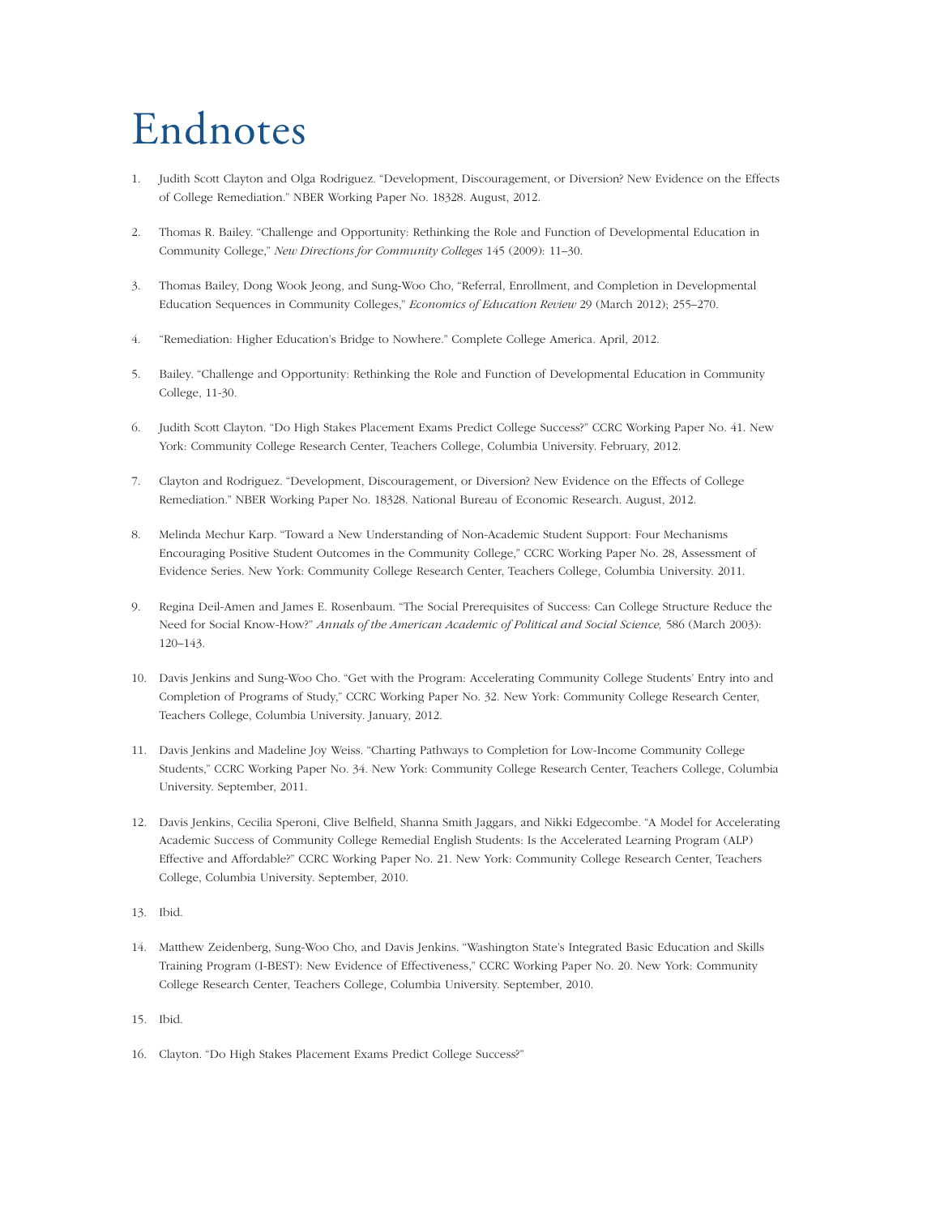# Endnotes

1. Judith Scott Clayton and Olga Rodriguez. "Development, Discouragement, or Diversion? New Evidence on the Effects of College Remediation." NBER Working Paper No. 18328. August, 2012.

2. Thomas R. Bailey. "Challenge and Opportunity: Rethinking the Role and Function of Developmental Education in Community College," *New Directions for Community Colleges* 145 (2009): 11–30.

3. Thomas Bailey, Dong Wook Jeong, and Sung-Woo Cho, "Referral, Enrollment, and Completion in Developmental Education Sequences in Community Colleges," *Economics of Education Review* 29 (March 2012); 255–270.

4. "Remediation: Higher Education's Bridge to Nowhere." Complete College America. April, 2012.

5. Bailey. "Challenge and Opportunity: Rethinking the Role and Function of Developmental Education in Community College, 11-30.

6. Judith Scott Clayton. "Do High Stakes Placement Exams Predict College Success?" CCRC Working Paper No. 41. New York: Community College Research Center, Teachers College, Columbia University. February, 2012.

7. Clayton and Rodriguez. "Development, Discouragement, or Diversion? New Evidence on the Effects of College Remediation." NBER Working Paper No. 18328. National Bureau of Economic Research. August, 2012.

8. Melinda Mechur Karp. "Toward a New Understanding of Non-Academic Student Support: Four Mechanisms Encouraging Positive Student Outcomes in the Community College," CCRC Working Paper No. 28, Assessment of Evidence Series. New York: Community College Research Center, Teachers College, Columbia University. 2011.

9. Regina Deil-Amen and James E. Rosenbaum. "The Social Prerequisites of Success: Can College Structure Reduce the Need for Social Know-How?" *Annals of the American Academic of Political and Social Science,* 586 (March 2003): 120–143.

10. Davis Jenkins and Sung-Woo Cho. "Get with the Program: Accelerating Community College Students' Entry into and Completion of Programs of Study," CCRC Working Paper No. 32. New York: Community College Research Center, Teachers College, Columbia University. January, 2012.

11. Davis Jenkins and Madeline Joy Weiss. "Charting Pathways to Completion for Low-Income Community College Students," CCRC Working Paper No. 34. New York: Community College Research Center, Teachers College, Columbia University. September, 2011.

12. Davis Jenkins, Cecilia Speroni, Clive Belfield, Shanna Smith Jaggars, and Nikki Edgecombe. "A Model for Accelerating Academic Success of Community College Remedial English Students: Is the Accelerated Learning Program (ALP) Effective and Affordable?" CCRC Working Paper No. 21. New York: Community College Research Center, Teachers College, Columbia University. September, 2010.

13. Ibid.

14. Matthew Zeidenberg, Sung-Woo Cho, and Davis Jenkins. "Washington State's Integrated Basic Education and Skills Training Program (I-BEST): New Evidence of Effectiveness," CCRC Working Paper No. 20. New York: Community College Research Center, Teachers College, Columbia University. September, 2010.

15. Ibid.

16. Clayton. "Do High Stakes Placement Exams Predict College Success?"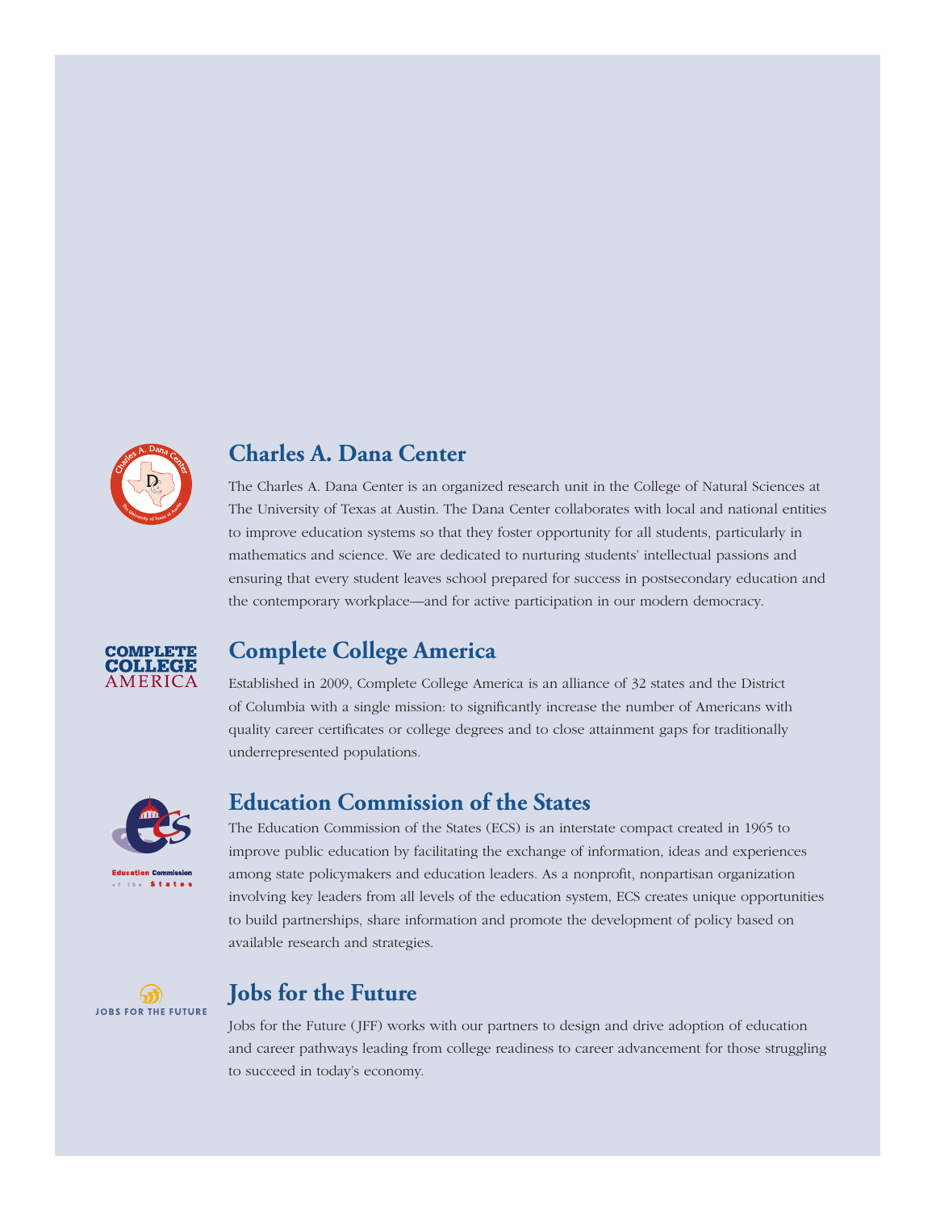## Charles A. Dana Center

The Charles A. Dana Center is an organized research unit in the College of Natural Sciences at The University of Texas at Austin. The Dana Center collaborates with local and national entities to improve education systems so that they foster opportunity for all students, particularly in mathematics and science. We are dedicated to nurturing students' intellectual passions and ensuring that every student leaves school prepared for success in postsecondary education and the contemporary workplace—and for active participation in our modern democracy.

## Complete College America

Established in 2009, Complete College America is an alliance of 32 states and the District of Columbia with a single mission: to significantly increase the number of Americans with quality career certificates or college degrees and to close attainment gaps for traditionally underrepresented populations.

## Education Commission of the States

The Education Commission of the States (ECS) is an interstate compact created in 1965 to improve public education by facilitating the exchange of information, ideas and experiences among state policymakers and education leaders. As a nonprofit, nonpartisan organization involving key leaders from all levels of the education system, ECS creates unique opportunities to build partnerships, share information and promote the development of policy based on available research and strategies.

## Jobs for the Future

Jobs for the Future (JFF) works with our partners to design and drive adoption of education and career pathways leading from college readiness to career advancement for those struggling to succeed in today's economy.